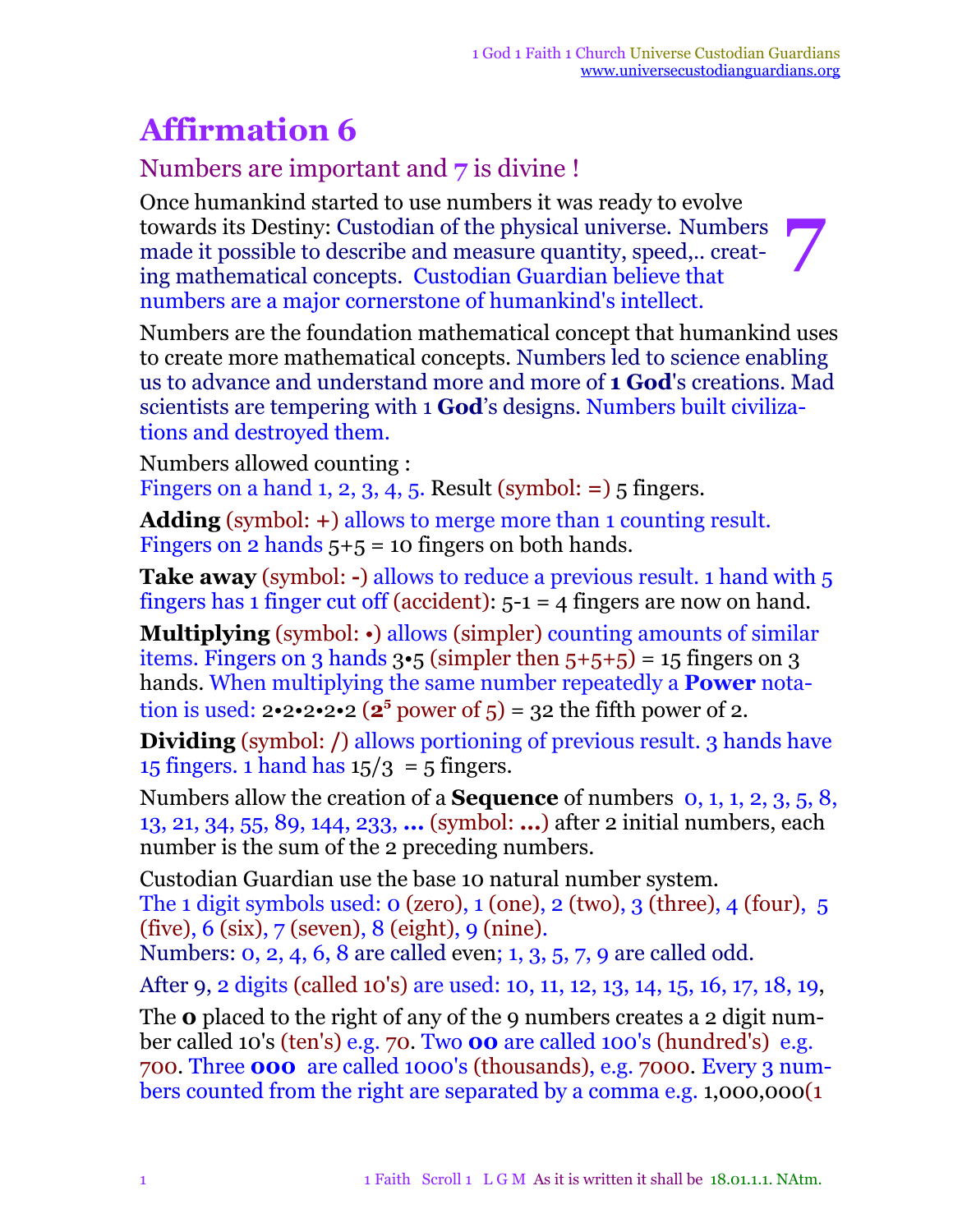# Affirmation 6

## Numbers are important and 7 is divine !

7

Once humankind started to use numbers it was ready to evolve towards its Destiny: Custodian of the physical universe. Numbers made it possible to describe and measure quantity, speed,.. creating mathematical concepts. Custodian Guardian believe that numbers are a major cornerstone of humankind's intellect.

Numbers are the foundation mathematical concept that humankind uses to create more mathematical concepts. Numbers led to science enabling us to advance and understand more and more of **1 God**'s creations. Mad scientists are tempering with 1 **God**'s designs. Numbers built civilizations and destroyed them.

Numbers allowed counting :
Fingers on a hand 1, 2, 3, 4, 5. Result (symbol: =) 5 fingers.

**Adding** (symbol: +) allows to merge more than 1 counting result. Fingers on 2 hands 5+5 = 10 fingers on both hands.

**Take away** (symbol: -) allows to reduce a previous result. 1 hand with 5 fingers has 1 finger cut off (accident): 5-1 = 4 fingers are now on hand.

**Multiplying** (symbol: •) allows (simpler) counting amounts of similar items. Fingers on 3 hands 3•5 (simpler then 5+5+5) = 15 fingers on 3 hands. When multiplying the same number repeatedly a **Power** notation is used: 2•2•2•2•2 ($\mathbf{2^5}$ power of 5) = 32 the fifth power of 2.

**Dividing** (symbol: /) allows portioning of previous result. 3 hands have 15 fingers. 1 hand has 15/3 = 5 fingers.

Numbers allow the creation of a **Sequence** of numbers 0, 1, 1, 2, 3, 5, 8, 13, 21, 34, 55, 89, 144, 233, **...** (symbol: **...**) after 2 initial numbers, each number is the sum of the 2 preceding numbers.

Custodian Guardian use the base 10 natural number system.
The 1 digit symbols used: 0 (zero), 1 (one), 2 (two), 3 (three), 4 (four), 5 (five), 6 (six), 7 (seven), 8 (eight), 9 (nine).
Numbers: 0, 2, 4, 6, 8 are called even; 1, 3, 5, 7, 9 are called odd.

After 9, 2 digits (called 10's) are used: 10, 11, 12, 13, 14, 15, 16, 17, 18, 19,

The **0** placed to the right of any of the 9 numbers creates a 2 digit number called 10's (ten's) e.g. 70. Two **00** are called 100's (hundred's) e.g. 700. Three **000** are called 1000's (thousands), e.g. 7000. Every 3 numbers counted from the right are separated by a comma e.g. 1,000,000(1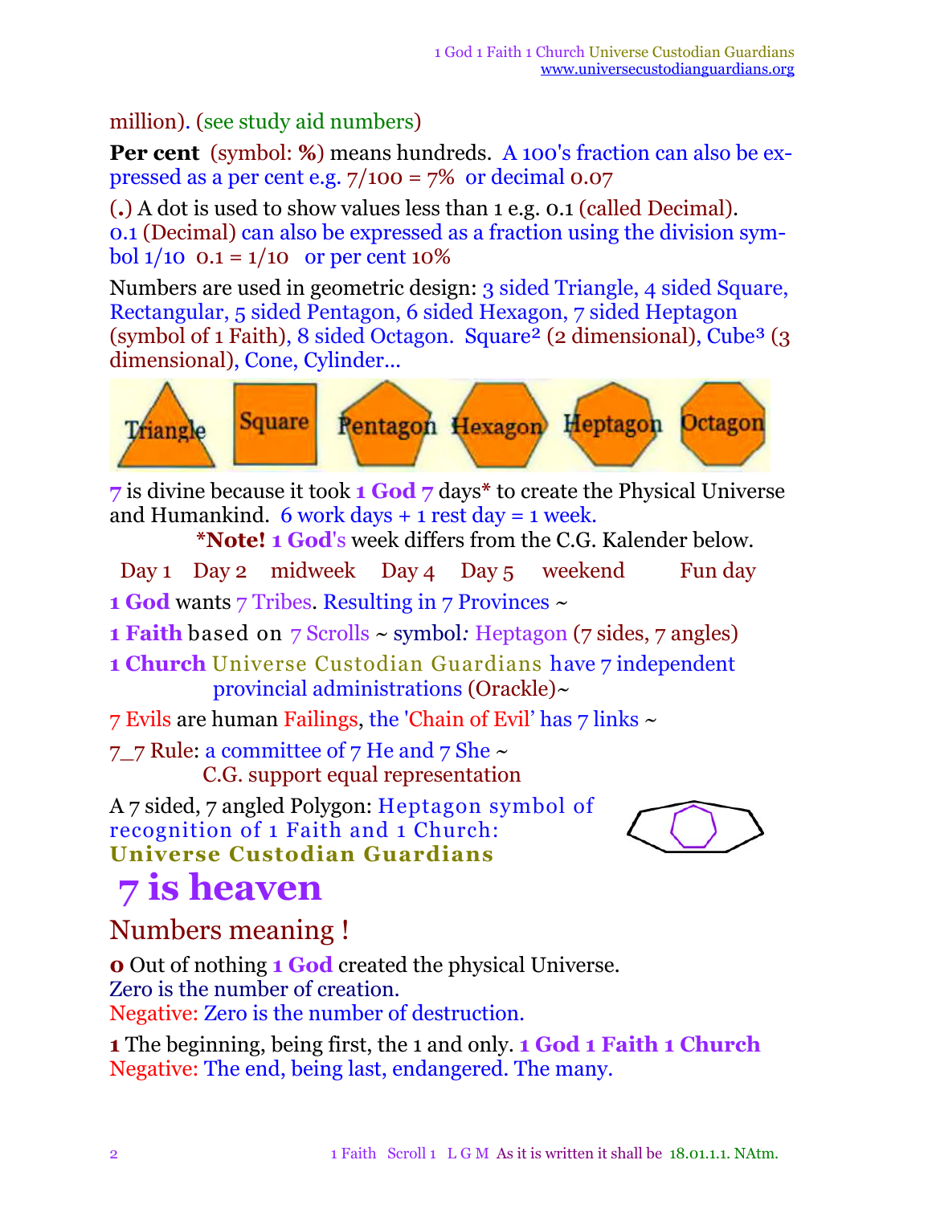million). (see study aid numbers)

**Per cent** (symbol: **%**) means hundreds. A 100's fraction can also be expressed as a per cent e.g. 7/100 = 7% or decimal 0.07

(**.**) A dot is used to show values less than 1 e.g. 0.1 (called Decimal). 0.1 (Decimal) can also be expressed as a fraction using the division symbol 1/10 0.1 = 1/10 or per cent 10%

Numbers are used in geometric design: 3 sided Triangle, 4 sided Square, Rectangular, 5 sided Pentagon, 6 sided Hexagon, 7 sided Heptagon (symbol of 1 Faith), 8 sided Octagon. Square² (2 dimensional), Cube³ (3 dimensional), Cone, Cylinder...

Triangle Square Pentagon Hexagon Heptagon Octagon

7 is divine because it took **1 God 7** days* to create the Physical Universe and Humankind. 6 work days + 1 rest day = 1 week.

***Note! 1 God**'s week differs from the C.G. Kalender below.

Day 1 Day 2 midweek Day 4 Day 5 weekend Fun day

**1 God** wants 7 Tribes. Resulting in 7 Provinces ~

**1 Faith** based on 7 Scrolls ~ symbol: Heptagon (7 sides, 7 angles)

**1 Church** Universe Custodian Guardians have 7 independent provincial administrations (Orackle)~

7 Evils are human Failings, the 'Chain of Evil' has 7 links ~

7_7 Rule: a committee of 7 He and 7 She ~
C.G. support equal representation

A 7 sided, 7 angled Polygon: Heptagon symbol of recognition of 1 Faith and 1 Church: **Universe Custodian Guardians**

# 7 is heaven

## Numbers meaning !

**0** Out of nothing **1 God** created the physical Universe.
Zero is the number of creation.
Negative: Zero is the number of destruction.

**1** The beginning, being first, the 1 and only. **1 God 1 Faith 1 Church**
Negative: The end, being last, endangered. The many.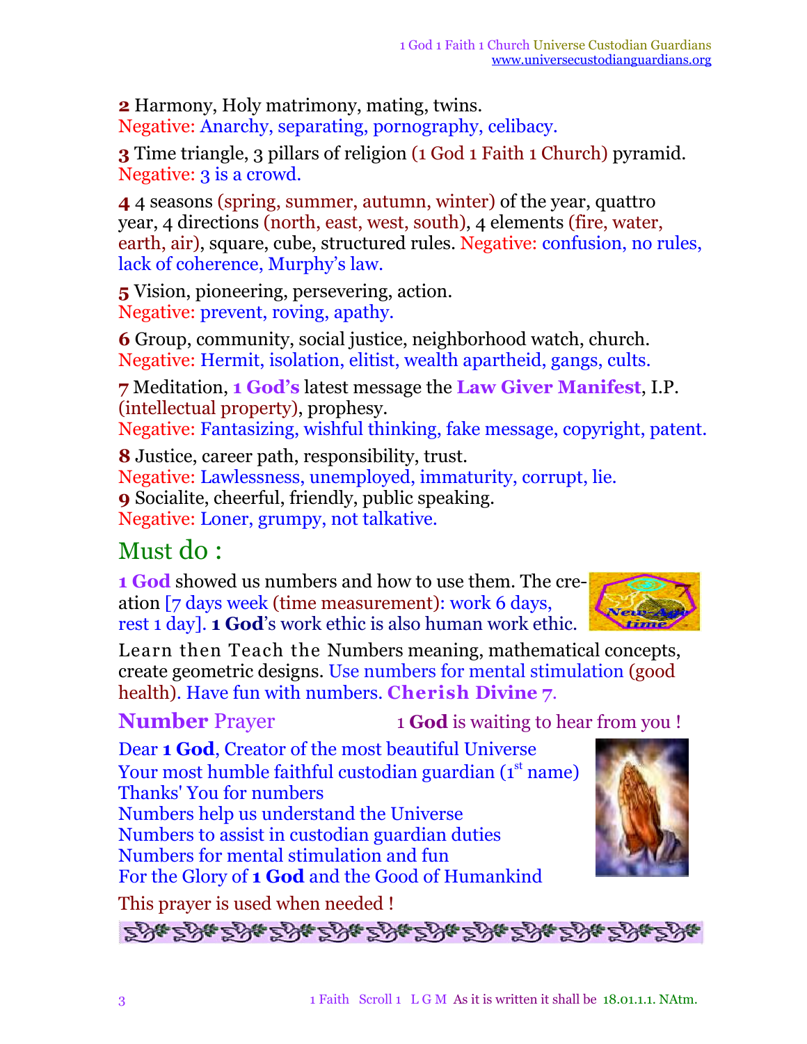**2** Harmony, Holy matrimony, mating, twins.
Negative: Anarchy, separating, pornography, celibacy.

**3** Time triangle, 3 pillars of religion (1 God 1 Faith 1 Church) pyramid.
Negative: 3 is a crowd.

**4** 4 seasons (spring, summer, autumn, winter) of the year, quattro year, 4 directions (north, east, west, south), 4 elements (fire, water, earth, air), square, cube, structured rules. Negative: confusion, no rules, lack of coherence, Murphy's law.

**5** Vision, pioneering, persevering, action.
Negative: prevent, roving, apathy.

**6** Group, community, social justice, neighborhood watch, church.
Negative: Hermit, isolation, elitist, wealth apartheid, gangs, cults.

**7** Meditation, **1 God's** latest message the **Law Giver Manifest**, I.P. (intellectual property), prophesy.
Negative: Fantasizing, wishful thinking, fake message, copyright, patent.

**8** Justice, career path, responsibility, trust.
Negative: Lawlessness, unemployed, immaturity, corrupt, lie.

**9** Socialite, cheerful, friendly, public speaking.
Negative: Loner, grumpy, not talkative.

## Must do :

**1 God** showed us numbers and how to use them. The creation [7 days week (time measurement): work 6 days, rest 1 day]. **1 God**'s work ethic is also human work ethic.

Learn then Teach the Numbers meaning, mathematical concepts, create geometric designs. Use numbers for mental stimulation (good health). Have fun with numbers. **Cherish Divine** 7.

### **Number** Prayer

1 **God** is waiting to hear from you !

Dear **1 God**, Creator of the most beautiful Universe
Your most humble faithful custodian guardian (1st name)
Thanks' You for numbers
Numbers help us understand the Universe
Numbers to assist in custodian guardian duties
Numbers for mental stimulation and fun
For the Glory of **1 God** and the Good of Humankind

This prayer is used when needed !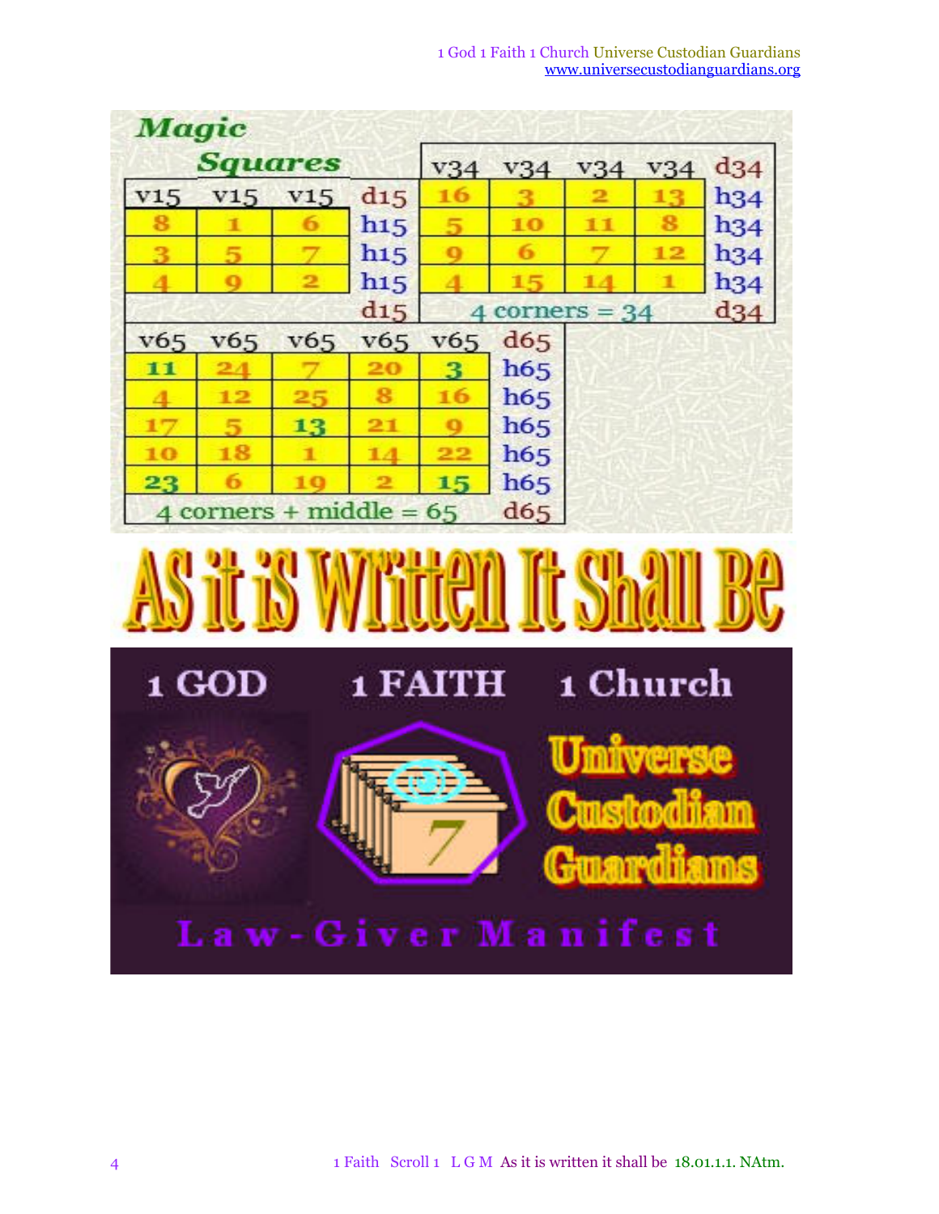## Magic Squares

| v15 | v15 | v15 | d15 |
|---|---|---|---|
| 8 | 1 | 6 | h15 |
| 3 | 5 | 7 | h15 |
| 4 | 9 | 2 | h15 |
| | | | d15 |

| v34 | v34 | v34 | v34 | d34 |
|---|---|---|---|---|
| 16 | 3 | 2 | 13 | h34 |
| 5 | 10 | 11 | 8 | h34 |
| 9 | 6 | 7 | 12 | h34 |
| 4 | 15 | 14 | 1 | h34 |
| 4 corners = 34 | | | | d34 |

| v65 | v65 | v65 | v65 | v65 | d65 |
|---|---|---|---|---|---|
| 11 | 24 | 7 | 20 | 3 | h65 |
| 4 | 12 | 25 | 8 | 16 | h65 |
| 17 | 5 | 13 | 21 | 9 | h65 |
| 10 | 18 | 1 | 14 | 22 | h65 |
| 23 | 6 | 19 | 2 | 15 | h65 |
| 4 corners + middle = 65 | | | | | d65 |

# AS it iS Written It Shall Be

1 GOD 1 FAITH 1 Church

Universe Custodian Guardians

Law-Giver Manifest